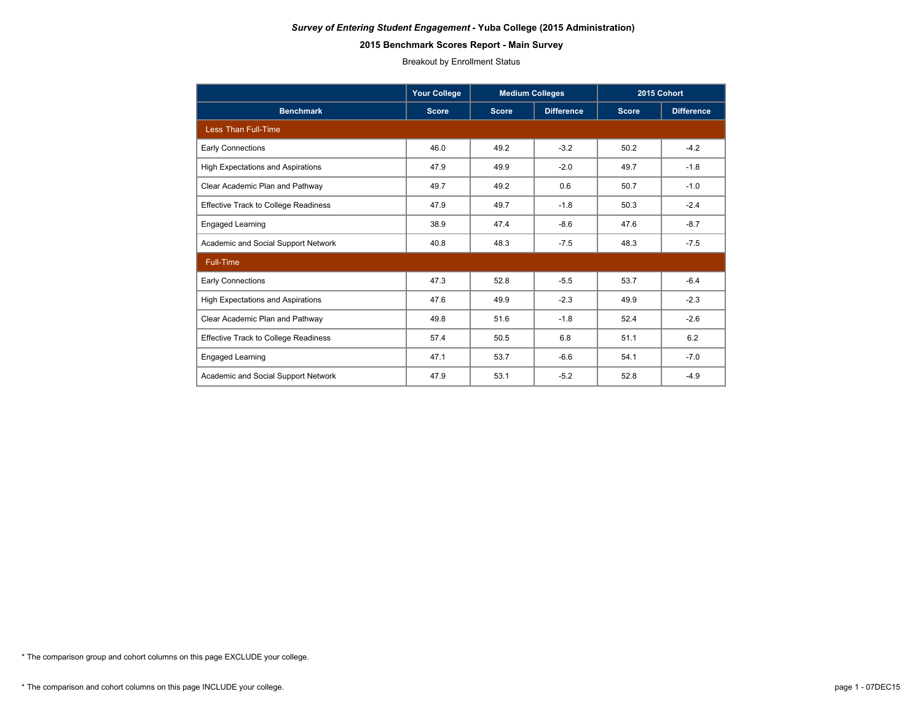***Survey of Entering Student Engagement* - Yuba College (2015 Administration)**

**2015 Benchmark Scores Report - Main Survey**

Breakout by Enrollment Status

| | Your College | Medium Colleges | | 2015 Cohort | |
|---|---|---|---|---|---|
| **Benchmark** | **Score** | **Score** | **Difference** | **Score** | **Difference** |
| **Less Than Full-Time** | | | | | |
| Early Connections | 46.0 | 49.2 | -3.2 | 50.2 | -4.2 |
| High Expectations and Aspirations | 47.9 | 49.9 | -2.0 | 49.7 | -1.8 |
| Clear Academic Plan and Pathway | 49.7 | 49.2 | 0.6 | 50.7 | -1.0 |
| Effective Track to College Readiness | 47.9 | 49.7 | -1.8 | 50.3 | -2.4 |
| Engaged Learning | 38.9 | 47.4 | -8.6 | 47.6 | -8.7 |
| Academic and Social Support Network | 40.8 | 48.3 | -7.5 | 48.3 | -7.5 |
| **Full-Time** | | | | | |
| Early Connections | 47.3 | 52.8 | -5.5 | 53.7 | -6.4 |
| High Expectations and Aspirations | 47.6 | 49.9 | -2.3 | 49.9 | -2.3 |
| Clear Academic Plan and Pathway | 49.8 | 51.6 | -1.8 | 52.4 | -2.6 |
| Effective Track to College Readiness | 57.4 | 50.5 | 6.8 | 51.1 | 6.2 |
| Engaged Learning | 47.1 | 53.7 | -6.6 | 54.1 | -7.0 |
| Academic and Social Support Network | 47.9 | 53.1 | -5.2 | 52.8 | -4.9 |

* The comparison group and cohort columns on this page EXCLUDE your college.

* The comparison and cohort columns on this page INCLUDE your college.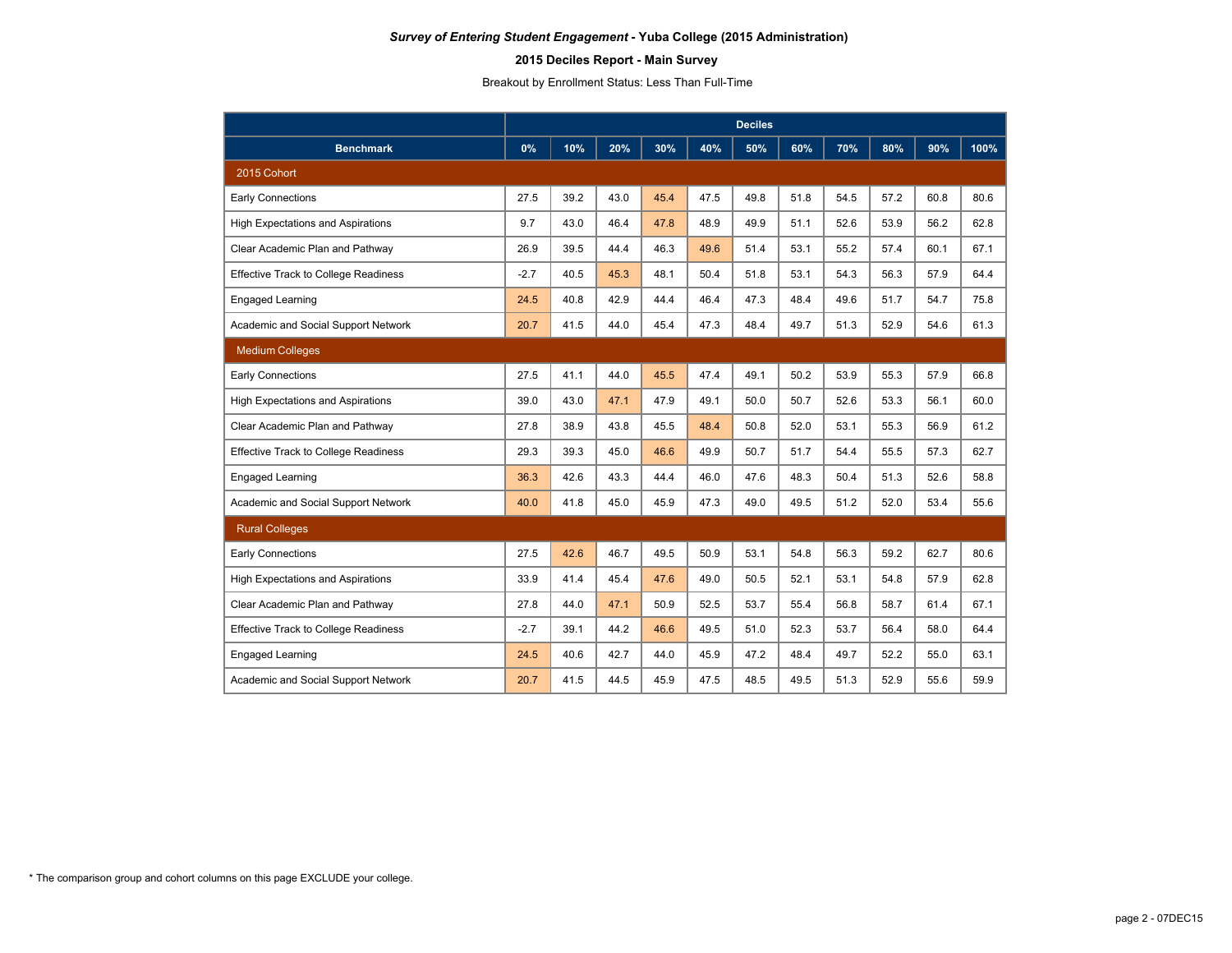***Survey of Entering Student Engagement* - Yuba College (2015 Administration)**

**2015 Deciles Report - Main Survey**

Breakout by Enrollment Status: Less Than Full-Time

| | Deciles | | | | | | | | | | |
|---|---|---|---|---|---|---|---|---|---|---|---|
| **Benchmark** | **0%** | **10%** | **20%** | **30%** | **40%** | **50%** | **60%** | **70%** | **80%** | **90%** | **100%** |
| **2015 Cohort** | | | | | | | | | | | |
| Early Connections | 27.5 | 39.2 | 43.0 | 45.4 | 47.5 | 49.8 | 51.8 | 54.5 | 57.2 | 60.8 | 80.6 |
| High Expectations and Aspirations | 9.7 | 43.0 | 46.4 | 47.8 | 48.9 | 49.9 | 51.1 | 52.6 | 53.9 | 56.2 | 62.8 |
| Clear Academic Plan and Pathway | 26.9 | 39.5 | 44.4 | 46.3 | 49.6 | 51.4 | 53.1 | 55.2 | 57.4 | 60.1 | 67.1 |
| Effective Track to College Readiness | -2.7 | 40.5 | 45.3 | 48.1 | 50.4 | 51.8 | 53.1 | 54.3 | 56.3 | 57.9 | 64.4 |
| Engaged Learning | 24.5 | 40.8 | 42.9 | 44.4 | 46.4 | 47.3 | 48.4 | 49.6 | 51.7 | 54.7 | 75.8 |
| Academic and Social Support Network | 20.7 | 41.5 | 44.0 | 45.4 | 47.3 | 48.4 | 49.7 | 51.3 | 52.9 | 54.6 | 61.3 |
| **Medium Colleges** | | | | | | | | | | | |
| Early Connections | 27.5 | 41.1 | 44.0 | 45.5 | 47.4 | 49.1 | 50.2 | 53.9 | 55.3 | 57.9 | 66.8 |
| High Expectations and Aspirations | 39.0 | 43.0 | 47.1 | 47.9 | 49.1 | 50.0 | 50.7 | 52.6 | 53.3 | 56.1 | 60.0 |
| Clear Academic Plan and Pathway | 27.8 | 38.9 | 43.8 | 45.5 | 48.4 | 50.8 | 52.0 | 53.1 | 55.3 | 56.9 | 61.2 |
| Effective Track to College Readiness | 29.3 | 39.3 | 45.0 | 46.6 | 49.9 | 50.7 | 51.7 | 54.4 | 55.5 | 57.3 | 62.7 |
| Engaged Learning | 36.3 | 42.6 | 43.3 | 44.4 | 46.0 | 47.6 | 48.3 | 50.4 | 51.3 | 52.6 | 58.8 |
| Academic and Social Support Network | 40.0 | 41.8 | 45.0 | 45.9 | 47.3 | 49.0 | 49.5 | 51.2 | 52.0 | 53.4 | 55.6 |
| **Rural Colleges** | | | | | | | | | | | |
| Early Connections | 27.5 | 42.6 | 46.7 | 49.5 | 50.9 | 53.1 | 54.8 | 56.3 | 59.2 | 62.7 | 80.6 |
| High Expectations and Aspirations | 33.9 | 41.4 | 45.4 | 47.6 | 49.0 | 50.5 | 52.1 | 53.1 | 54.8 | 57.9 | 62.8 |
| Clear Academic Plan and Pathway | 27.8 | 44.0 | 47.1 | 50.9 | 52.5 | 53.7 | 55.4 | 56.8 | 58.7 | 61.4 | 67.1 |
| Effective Track to College Readiness | -2.7 | 39.1 | 44.2 | 46.6 | 49.5 | 51.0 | 52.3 | 53.7 | 56.4 | 58.0 | 64.4 |
| Engaged Learning | 24.5 | 40.6 | 42.7 | 44.0 | 45.9 | 47.2 | 48.4 | 49.7 | 52.2 | 55.0 | 63.1 |
| Academic and Social Support Network | 20.7 | 41.5 | 44.5 | 45.9 | 47.5 | 48.5 | 49.5 | 51.3 | 52.9 | 55.6 | 59.9 |

* The comparison group and cohort columns on this page EXCLUDE your college.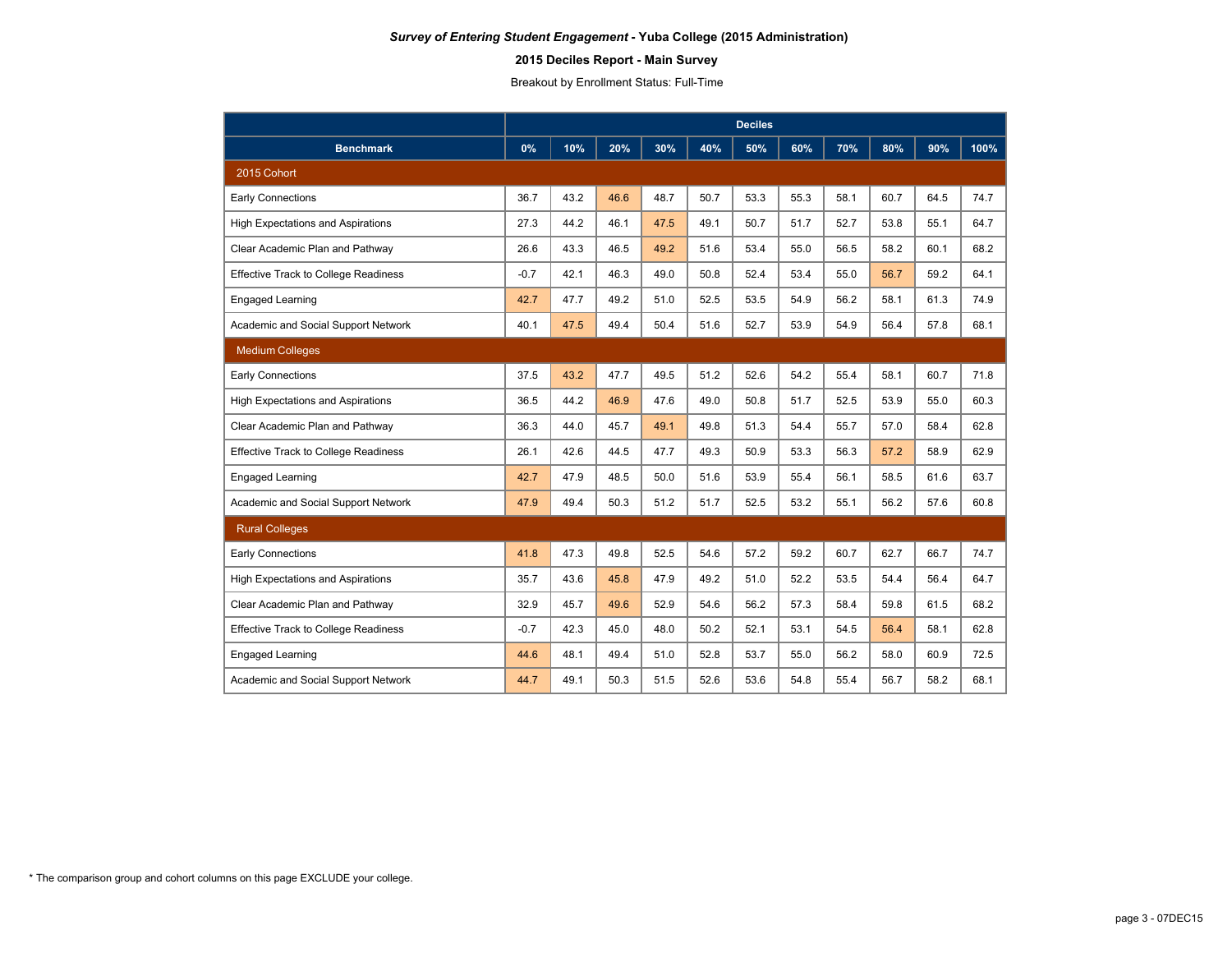***Survey of Entering Student Engagement* - Yuba College (2015 Administration)**

**2015 Deciles Report - Main Survey**

Breakout by Enrollment Status: Full-Time

| | Deciles | | | | | | | | | | |
|---|---|---|---|---|---|---|---|---|---|---|---|
| **Benchmark** | **0%** | **10%** | **20%** | **30%** | **40%** | **50%** | **60%** | **70%** | **80%** | **90%** | **100%** |
| **2015 Cohort** | | | | | | | | | | | |
| Early Connections | 36.7 | 43.2 | 46.6 | 48.7 | 50.7 | 53.3 | 55.3 | 58.1 | 60.7 | 64.5 | 74.7 |
| High Expectations and Aspirations | 27.3 | 44.2 | 46.1 | 47.5 | 49.1 | 50.7 | 51.7 | 52.7 | 53.8 | 55.1 | 64.7 |
| Clear Academic Plan and Pathway | 26.6 | 43.3 | 46.5 | 49.2 | 51.6 | 53.4 | 55.0 | 56.5 | 58.2 | 60.1 | 68.2 |
| Effective Track to College Readiness | -0.7 | 42.1 | 46.3 | 49.0 | 50.8 | 52.4 | 53.4 | 55.0 | 56.7 | 59.2 | 64.1 |
| Engaged Learning | 42.7 | 47.7 | 49.2 | 51.0 | 52.5 | 53.5 | 54.9 | 56.2 | 58.1 | 61.3 | 74.9 |
| Academic and Social Support Network | 40.1 | 47.5 | 49.4 | 50.4 | 51.6 | 52.7 | 53.9 | 54.9 | 56.4 | 57.8 | 68.1 |
| **Medium Colleges** | | | | | | | | | | | |
| Early Connections | 37.5 | 43.2 | 47.7 | 49.5 | 51.2 | 52.6 | 54.2 | 55.4 | 58.1 | 60.7 | 71.8 |
| High Expectations and Aspirations | 36.5 | 44.2 | 46.9 | 47.6 | 49.0 | 50.8 | 51.7 | 52.5 | 53.9 | 55.0 | 60.3 |
| Clear Academic Plan and Pathway | 36.3 | 44.0 | 45.7 | 49.1 | 49.8 | 51.3 | 54.4 | 55.7 | 57.0 | 58.4 | 62.8 |
| Effective Track to College Readiness | 26.1 | 42.6 | 44.5 | 47.7 | 49.3 | 50.9 | 53.3 | 56.3 | 57.2 | 58.9 | 62.9 |
| Engaged Learning | 42.7 | 47.9 | 48.5 | 50.0 | 51.6 | 53.9 | 55.4 | 56.1 | 58.5 | 61.6 | 63.7 |
| Academic and Social Support Network | 47.9 | 49.4 | 50.3 | 51.2 | 51.7 | 52.5 | 53.2 | 55.1 | 56.2 | 57.6 | 60.8 |
| **Rural Colleges** | | | | | | | | | | | |
| Early Connections | 41.8 | 47.3 | 49.8 | 52.5 | 54.6 | 57.2 | 59.2 | 60.7 | 62.7 | 66.7 | 74.7 |
| High Expectations and Aspirations | 35.7 | 43.6 | 45.8 | 47.9 | 49.2 | 51.0 | 52.2 | 53.5 | 54.4 | 56.4 | 64.7 |
| Clear Academic Plan and Pathway | 32.9 | 45.7 | 49.6 | 52.9 | 54.6 | 56.2 | 57.3 | 58.4 | 59.8 | 61.5 | 68.2 |
| Effective Track to College Readiness | -0.7 | 42.3 | 45.0 | 48.0 | 50.2 | 52.1 | 53.1 | 54.5 | 56.4 | 58.1 | 62.8 |
| Engaged Learning | 44.6 | 48.1 | 49.4 | 51.0 | 52.8 | 53.7 | 55.0 | 56.2 | 58.0 | 60.9 | 72.5 |
| Academic and Social Support Network | 44.7 | 49.1 | 50.3 | 51.5 | 52.6 | 53.6 | 54.8 | 55.4 | 56.7 | 58.2 | 68.1 |

* The comparison group and cohort columns on this page EXCLUDE your college.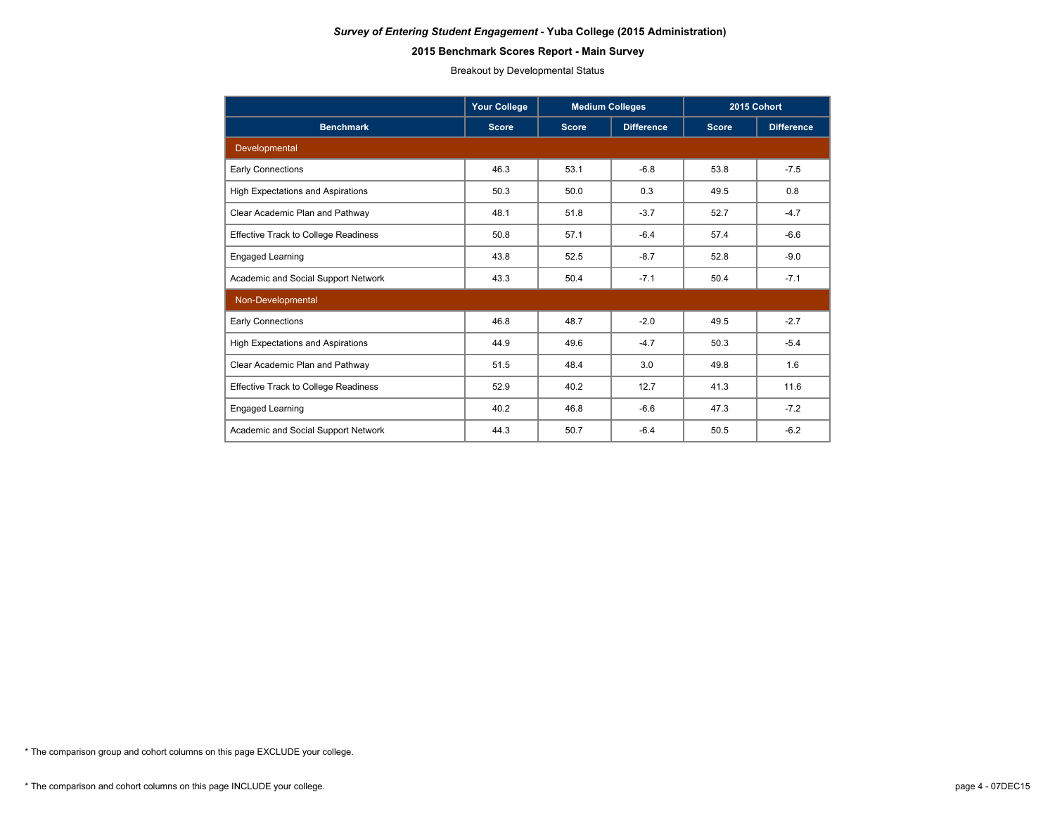***Survey of Entering Student Engagement* - Yuba College (2015 Administration)**

**2015 Benchmark Scores Report - Main Survey**

Breakout by Developmental Status

| | Your College | Medium Colleges | | 2015 Cohort | |
|---|---|---|---|---|---|
| **Benchmark** | **Score** | **Score** | **Difference** | **Score** | **Difference** |
| Developmental | | | | | |
| Early Connections | 46.3 | 53.1 | -6.8 | 53.8 | -7.5 |
| High Expectations and Aspirations | 50.3 | 50.0 | 0.3 | 49.5 | 0.8 |
| Clear Academic Plan and Pathway | 48.1 | 51.8 | -3.7 | 52.7 | -4.7 |
| Effective Track to College Readiness | 50.8 | 57.1 | -6.4 | 57.4 | -6.6 |
| Engaged Learning | 43.8 | 52.5 | -8.7 | 52.8 | -9.0 |
| Academic and Social Support Network | 43.3 | 50.4 | -7.1 | 50.4 | -7.1 |
| Non-Developmental | | | | | |
| Early Connections | 46.8 | 48.7 | -2.0 | 49.5 | -2.7 |
| High Expectations and Aspirations | 44.9 | 49.6 | -4.7 | 50.3 | -5.4 |
| Clear Academic Plan and Pathway | 51.5 | 48.4 | 3.0 | 49.8 | 1.6 |
| Effective Track to College Readiness | 52.9 | 40.2 | 12.7 | 41.3 | 11.6 |
| Engaged Learning | 40.2 | 46.8 | -6.6 | 47.3 | -7.2 |
| Academic and Social Support Network | 44.3 | 50.7 | -6.4 | 50.5 | -6.2 |

* The comparison group and cohort columns on this page EXCLUDE your college.

* The comparison and cohort columns on this page INCLUDE your college.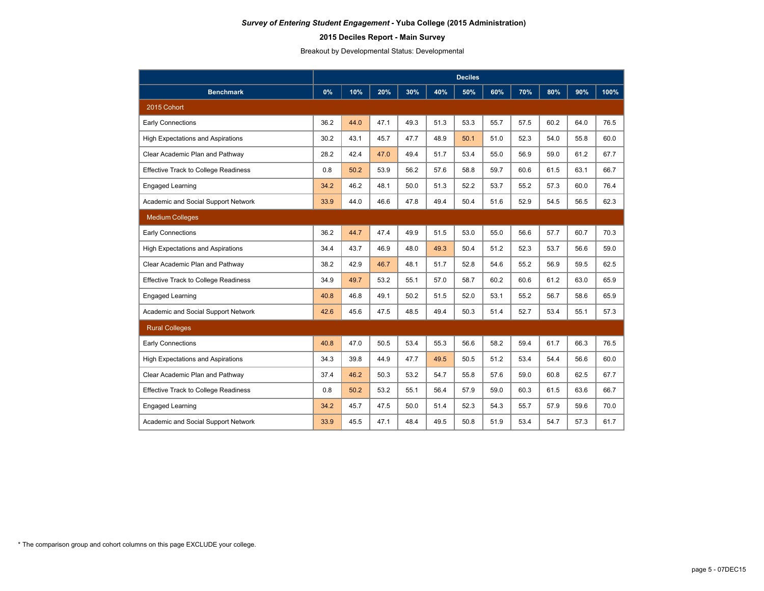***Survey of Entering Student Engagement* - Yuba College (2015 Administration)**

**2015 Deciles Report - Main Survey**

Breakout by Developmental Status: Developmental

| Benchmark | Deciles | | | | | | | | | | |
|---|---|---|---|---|---|---|---|---|---|---|---|
| | 0% | 10% | 20% | 30% | 40% | 50% | 60% | 70% | 80% | 90% | 100% |
| **2015 Cohort** | | | | | | | | | | | |
| Early Connections | 36.2 | 44.0 | 47.1 | 49.3 | 51.3 | 53.3 | 55.7 | 57.5 | 60.2 | 64.0 | 76.5 |
| High Expectations and Aspirations | 30.2 | 43.1 | 45.7 | 47.7 | 48.9 | 50.1 | 51.0 | 52.3 | 54.0 | 55.8 | 60.0 |
| Clear Academic Plan and Pathway | 28.2 | 42.4 | 47.0 | 49.4 | 51.7 | 53.4 | 55.0 | 56.9 | 59.0 | 61.2 | 67.7 |
| Effective Track to College Readiness | 0.8 | 50.2 | 53.9 | 56.2 | 57.6 | 58.8 | 59.7 | 60.6 | 61.5 | 63.1 | 66.7 |
| Engaged Learning | 34.2 | 46.2 | 48.1 | 50.0 | 51.3 | 52.2 | 53.7 | 55.2 | 57.3 | 60.0 | 76.4 |
| Academic and Social Support Network | 33.9 | 44.0 | 46.6 | 47.8 | 49.4 | 50.4 | 51.6 | 52.9 | 54.5 | 56.5 | 62.3 |
| **Medium Colleges** | | | | | | | | | | | |
| Early Connections | 36.2 | 44.7 | 47.4 | 49.9 | 51.5 | 53.0 | 55.0 | 56.6 | 57.7 | 60.7 | 70.3 |
| High Expectations and Aspirations | 34.4 | 43.7 | 46.9 | 48.0 | 49.3 | 50.4 | 51.2 | 52.3 | 53.7 | 56.6 | 59.0 |
| Clear Academic Plan and Pathway | 38.2 | 42.9 | 46.7 | 48.1 | 51.7 | 52.8 | 54.6 | 55.2 | 56.9 | 59.5 | 62.5 |
| Effective Track to College Readiness | 34.9 | 49.7 | 53.2 | 55.1 | 57.0 | 58.7 | 60.2 | 60.6 | 61.2 | 63.0 | 65.9 |
| Engaged Learning | 40.8 | 46.8 | 49.1 | 50.2 | 51.5 | 52.0 | 53.1 | 55.2 | 56.7 | 58.6 | 65.9 |
| Academic and Social Support Network | 42.6 | 45.6 | 47.5 | 48.5 | 49.4 | 50.3 | 51.4 | 52.7 | 53.4 | 55.1 | 57.3 |
| **Rural Colleges** | | | | | | | | | | | |
| Early Connections | 40.8 | 47.0 | 50.5 | 53.4 | 55.3 | 56.6 | 58.2 | 59.4 | 61.7 | 66.3 | 76.5 |
| High Expectations and Aspirations | 34.3 | 39.8 | 44.9 | 47.7 | 49.5 | 50.5 | 51.2 | 53.4 | 54.4 | 56.6 | 60.0 |
| Clear Academic Plan and Pathway | 37.4 | 46.2 | 50.3 | 53.2 | 54.7 | 55.8 | 57.6 | 59.0 | 60.8 | 62.5 | 67.7 |
| Effective Track to College Readiness | 0.8 | 50.2 | 53.2 | 55.1 | 56.4 | 57.9 | 59.0 | 60.3 | 61.5 | 63.6 | 66.7 |
| Engaged Learning | 34.2 | 45.7 | 47.5 | 50.0 | 51.4 | 52.3 | 54.3 | 55.7 | 57.9 | 59.6 | 70.0 |
| Academic and Social Support Network | 33.9 | 45.5 | 47.1 | 48.4 | 49.5 | 50.8 | 51.9 | 53.4 | 54.7 | 57.3 | 61.7 |

* The comparison group and cohort columns on this page EXCLUDE your college.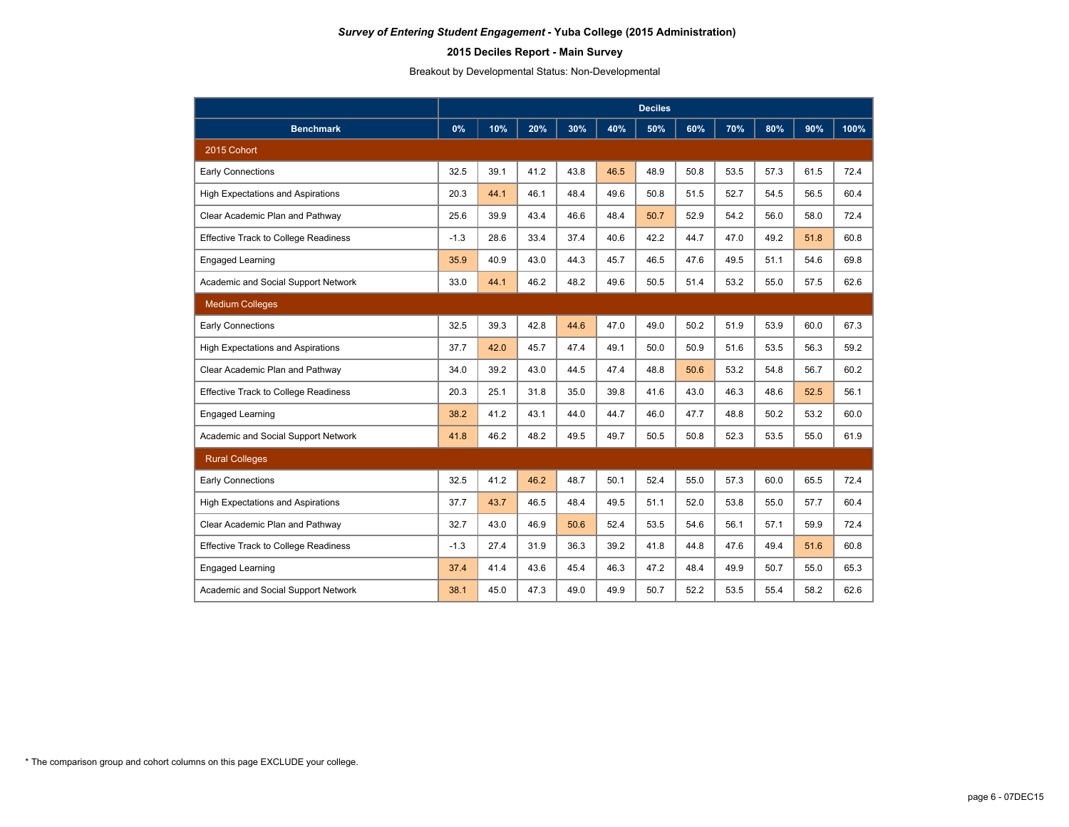***Survey of Entering Student Engagement* - Yuba College (2015 Administration)**

**2015 Deciles Report - Main Survey**

Breakout by Developmental Status: Non-Developmental

| | Deciles | | | | | | | | | | |
|---|---|---|---|---|---|---|---|---|---|---|---|
| **Benchmark** | **0%** | **10%** | **20%** | **30%** | **40%** | **50%** | **60%** | **70%** | **80%** | **90%** | **100%** |
| **2015 Cohort** | | | | | | | | | | | |
| Early Connections | 32.5 | 39.1 | 41.2 | 43.8 | 46.5 | 48.9 | 50.8 | 53.5 | 57.3 | 61.5 | 72.4 |
| High Expectations and Aspirations | 20.3 | 44.1 | 46.1 | 48.4 | 49.6 | 50.8 | 51.5 | 52.7 | 54.5 | 56.5 | 60.4 |
| Clear Academic Plan and Pathway | 25.6 | 39.9 | 43.4 | 46.6 | 48.4 | 50.7 | 52.9 | 54.2 | 56.0 | 58.0 | 72.4 |
| Effective Track to College Readiness | -1.3 | 28.6 | 33.4 | 37.4 | 40.6 | 42.2 | 44.7 | 47.0 | 49.2 | 51.8 | 60.8 |
| Engaged Learning | 35.9 | 40.9 | 43.0 | 44.3 | 45.7 | 46.5 | 47.6 | 49.5 | 51.1 | 54.6 | 69.8 |
| Academic and Social Support Network | 33.0 | 44.1 | 46.2 | 48.2 | 49.6 | 50.5 | 51.4 | 53.2 | 55.0 | 57.5 | 62.6 |
| **Medium Colleges** | | | | | | | | | | | |
| Early Connections | 32.5 | 39.3 | 42.8 | 44.6 | 47.0 | 49.0 | 50.2 | 51.9 | 53.9 | 60.0 | 67.3 |
| High Expectations and Aspirations | 37.7 | 42.0 | 45.7 | 47.4 | 49.1 | 50.0 | 50.9 | 51.6 | 53.5 | 56.3 | 59.2 |
| Clear Academic Plan and Pathway | 34.0 | 39.2 | 43.0 | 44.5 | 47.4 | 48.8 | 50.6 | 53.2 | 54.8 | 56.7 | 60.2 |
| Effective Track to College Readiness | 20.3 | 25.1 | 31.8 | 35.0 | 39.8 | 41.6 | 43.0 | 46.3 | 48.6 | 52.5 | 56.1 |
| Engaged Learning | 38.2 | 41.2 | 43.1 | 44.0 | 44.7 | 46.0 | 47.7 | 48.8 | 50.2 | 53.2 | 60.0 |
| Academic and Social Support Network | 41.8 | 46.2 | 48.2 | 49.5 | 49.7 | 50.5 | 50.8 | 52.3 | 53.5 | 55.0 | 61.9 |
| **Rural Colleges** | | | | | | | | | | | |
| Early Connections | 32.5 | 41.2 | 46.2 | 48.7 | 50.1 | 52.4 | 55.0 | 57.3 | 60.0 | 65.5 | 72.4 |
| High Expectations and Aspirations | 37.7 | 43.7 | 46.5 | 48.4 | 49.5 | 51.1 | 52.0 | 53.8 | 55.0 | 57.7 | 60.4 |
| Clear Academic Plan and Pathway | 32.7 | 43.0 | 46.9 | 50.6 | 52.4 | 53.5 | 54.6 | 56.1 | 57.1 | 59.9 | 72.4 |
| Effective Track to College Readiness | -1.3 | 27.4 | 31.9 | 36.3 | 39.2 | 41.8 | 44.8 | 47.6 | 49.4 | 51.6 | 60.8 |
| Engaged Learning | 37.4 | 41.4 | 43.6 | 45.4 | 46.3 | 47.2 | 48.4 | 49.9 | 50.7 | 55.0 | 65.3 |
| Academic and Social Support Network | 38.1 | 45.0 | 47.3 | 49.0 | 49.9 | 50.7 | 52.2 | 53.5 | 55.4 | 58.2 | 62.6 |

* The comparison group and cohort columns on this page EXCLUDE your college.